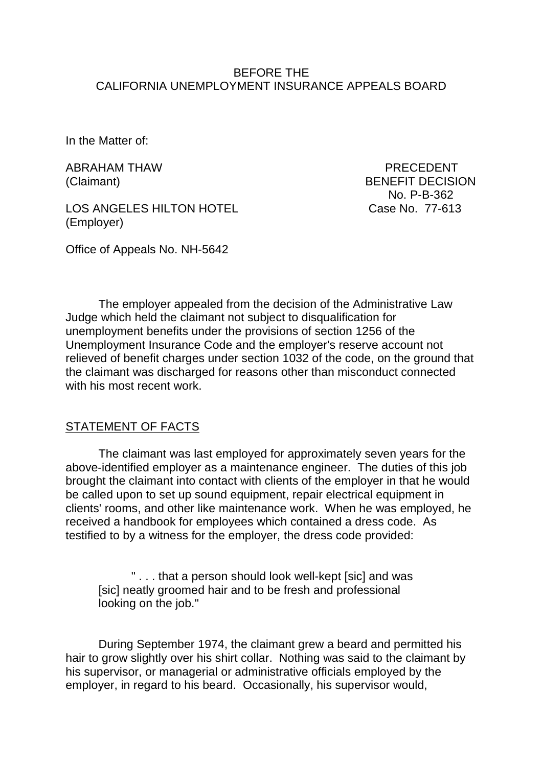BEFORE THE
CALIFORNIA UNEMPLOYMENT INSURANCE APPEALS BOARD

In the Matter of:

ABRAHAM THAW
(Claimant)

PRECEDENT
BENEFIT DECISION
No. P-B-362
Case No. 77-613

LOS ANGELES HILTON HOTEL
(Employer)

Office of Appeals No. NH-5642

The employer appealed from the decision of the Administrative Law Judge which held the claimant not subject to disqualification for unemployment benefits under the provisions of section 1256 of the Unemployment Insurance Code and the employer's reserve account not relieved of benefit charges under section 1032 of the code, on the ground that the claimant was discharged for reasons other than misconduct connected with his most recent work.

## STATEMENT OF FACTS

The claimant was last employed for approximately seven years for the above-identified employer as a maintenance engineer. The duties of this job brought the claimant into contact with clients of the employer in that he would be called upon to set up sound equipment, repair electrical equipment in clients' rooms, and other like maintenance work. When he was employed, he received a handbook for employees which contained a dress code. As testified to by a witness for the employer, the dress code provided:

> " . . . that a person should look well-kept [sic] and was [sic] neatly groomed hair and to be fresh and professional looking on the job."

During September 1974, the claimant grew a beard and permitted his hair to grow slightly over his shirt collar. Nothing was said to the claimant by his supervisor, or managerial or administrative officials employed by the employer, in regard to his beard. Occasionally, his supervisor would,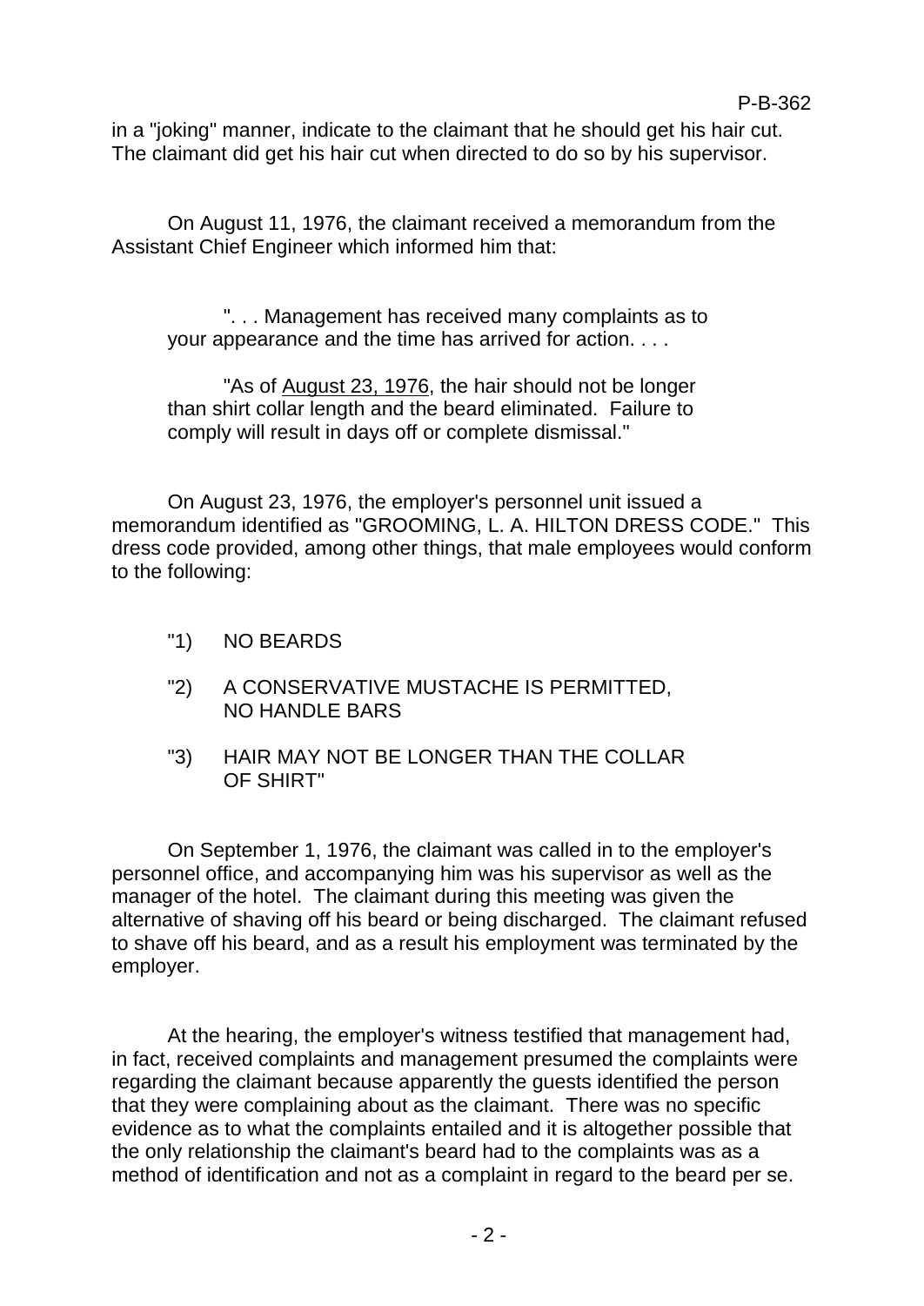in a "joking" manner, indicate to the claimant that he should get his hair cut. The claimant did get his hair cut when directed to do so by his supervisor.

On August 11, 1976, the claimant received a memorandum from the Assistant Chief Engineer which informed him that:

> ". . . Management has received many complaints as to your appearance and the time has arrived for action. . . .
>
> "As of August 23, 1976, the hair should not be longer than shirt collar length and the beard eliminated. Failure to comply will result in days off or complete dismissal."

On August 23, 1976, the employer's personnel unit issued a memorandum identified as "GROOMING, L. A. HILTON DRESS CODE." This dress code provided, among other things, that male employees would conform to the following:

> "1) NO BEARDS
>
> "2) A CONSERVATIVE MUSTACHE IS PERMITTED, NO HANDLE BARS
>
> "3) HAIR MAY NOT BE LONGER THAN THE COLLAR OF SHIRT"

On September 1, 1976, the claimant was called in to the employer's personnel office, and accompanying him was his supervisor as well as the manager of the hotel. The claimant during this meeting was given the alternative of shaving off his beard or being discharged. The claimant refused to shave off his beard, and as a result his employment was terminated by the employer.

At the hearing, the employer's witness testified that management had, in fact, received complaints and management presumed the complaints were regarding the claimant because apparently the guests identified the person that they were complaining about as the claimant. There was no specific evidence as to what the complaints entailed and it is altogether possible that the only relationship the claimant's beard had to the complaints was as a method of identification and not as a complaint in regard to the beard per se.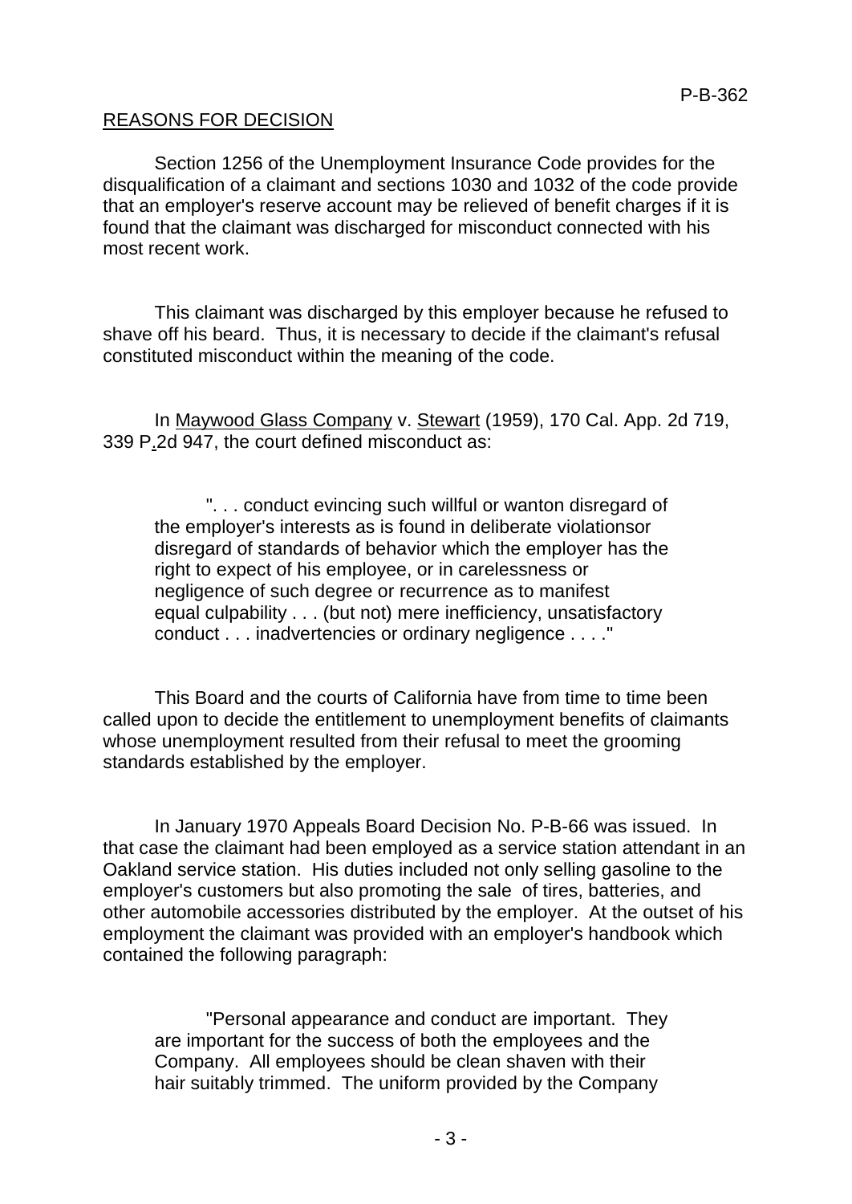## REASONS FOR DECISION

Section 1256 of the Unemployment Insurance Code provides for the disqualification of a claimant and sections 1030 and 1032 of the code provide that an employer's reserve account may be relieved of benefit charges if it is found that the claimant was discharged for misconduct connected with his most recent work.

This claimant was discharged by this employer because he refused to shave off his beard. Thus, it is necessary to decide if the claimant's refusal constituted misconduct within the meaning of the code.

In Maywood Glass Company v. Stewart (1959), 170 Cal. App. 2d 719, 339 P.2d 947, the court defined misconduct as:

> ". . . conduct evincing such willful or wanton disregard of the employer's interests as is found in deliberate violationsor disregard of standards of behavior which the employer has the right to expect of his employee, or in carelessness or negligence of such degree or recurrence as to manifest equal culpability . . . (but not) mere inefficiency, unsatisfactory conduct . . . inadvertencies or ordinary negligence . . . ."

This Board and the courts of California have from time to time been called upon to decide the entitlement to unemployment benefits of claimants whose unemployment resulted from their refusal to meet the grooming standards established by the employer.

In January 1970 Appeals Board Decision No. P-B-66 was issued. In that case the claimant had been employed as a service station attendant in an Oakland service station. His duties included not only selling gasoline to the employer's customers but also promoting the sale of tires, batteries, and other automobile accessories distributed by the employer. At the outset of his employment the claimant was provided with an employer's handbook which contained the following paragraph:

> "Personal appearance and conduct are important. They are important for the success of both the employees and the Company. All employees should be clean shaven with their hair suitably trimmed. The uniform provided by the Company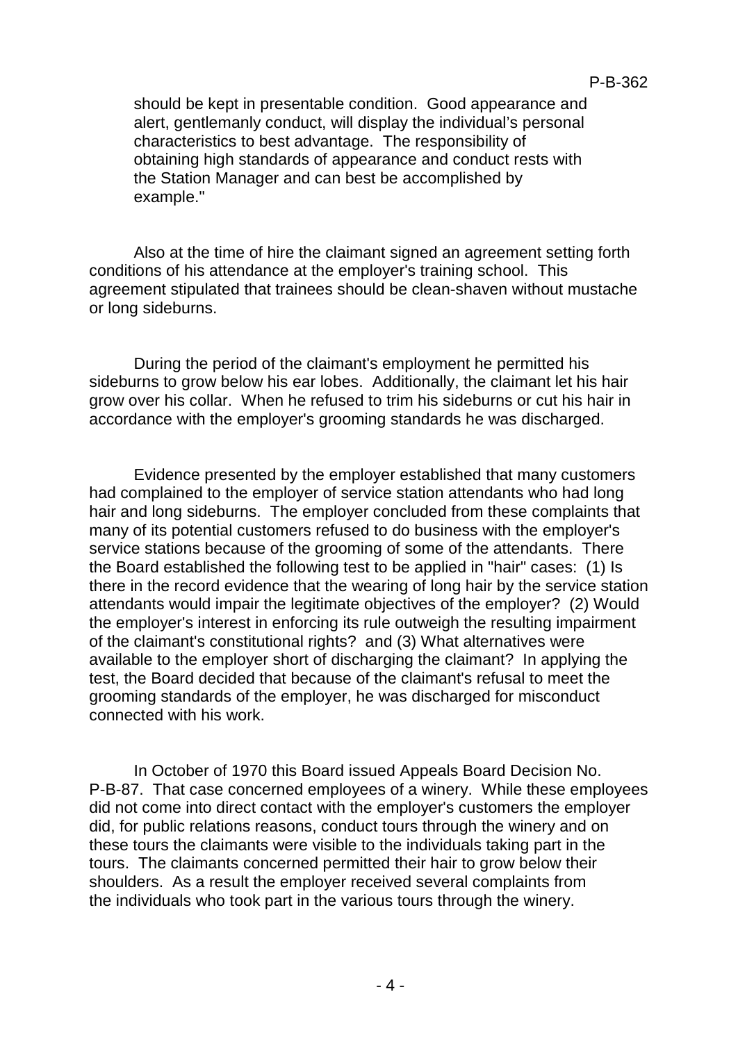should be kept in presentable condition. Good appearance and alert, gentlemanly conduct, will display the individual's personal characteristics to best advantage. The responsibility of obtaining high standards of appearance and conduct rests with the Station Manager and can best be accomplished by example."

Also at the time of hire the claimant signed an agreement setting forth conditions of his attendance at the employer's training school. This agreement stipulated that trainees should be clean-shaven without mustache or long sideburns.

During the period of the claimant's employment he permitted his sideburns to grow below his ear lobes. Additionally, the claimant let his hair grow over his collar. When he refused to trim his sideburns or cut his hair in accordance with the employer's grooming standards he was discharged.

Evidence presented by the employer established that many customers had complained to the employer of service station attendants who had long hair and long sideburns. The employer concluded from these complaints that many of its potential customers refused to do business with the employer's service stations because of the grooming of some of the attendants. There the Board established the following test to be applied in "hair" cases: (1) Is there in the record evidence that the wearing of long hair by the service station attendants would impair the legitimate objectives of the employer? (2) Would the employer's interest in enforcing its rule outweigh the resulting impairment of the claimant's constitutional rights? and (3) What alternatives were available to the employer short of discharging the claimant? In applying the test, the Board decided that because of the claimant's refusal to meet the grooming standards of the employer, he was discharged for misconduct connected with his work.

In October of 1970 this Board issued Appeals Board Decision No. P-B-87. That case concerned employees of a winery. While these employees did not come into direct contact with the employer's customers the employer did, for public relations reasons, conduct tours through the winery and on these tours the claimants were visible to the individuals taking part in the tours. The claimants concerned permitted their hair to grow below their shoulders. As a result the employer received several complaints from the individuals who took part in the various tours through the winery.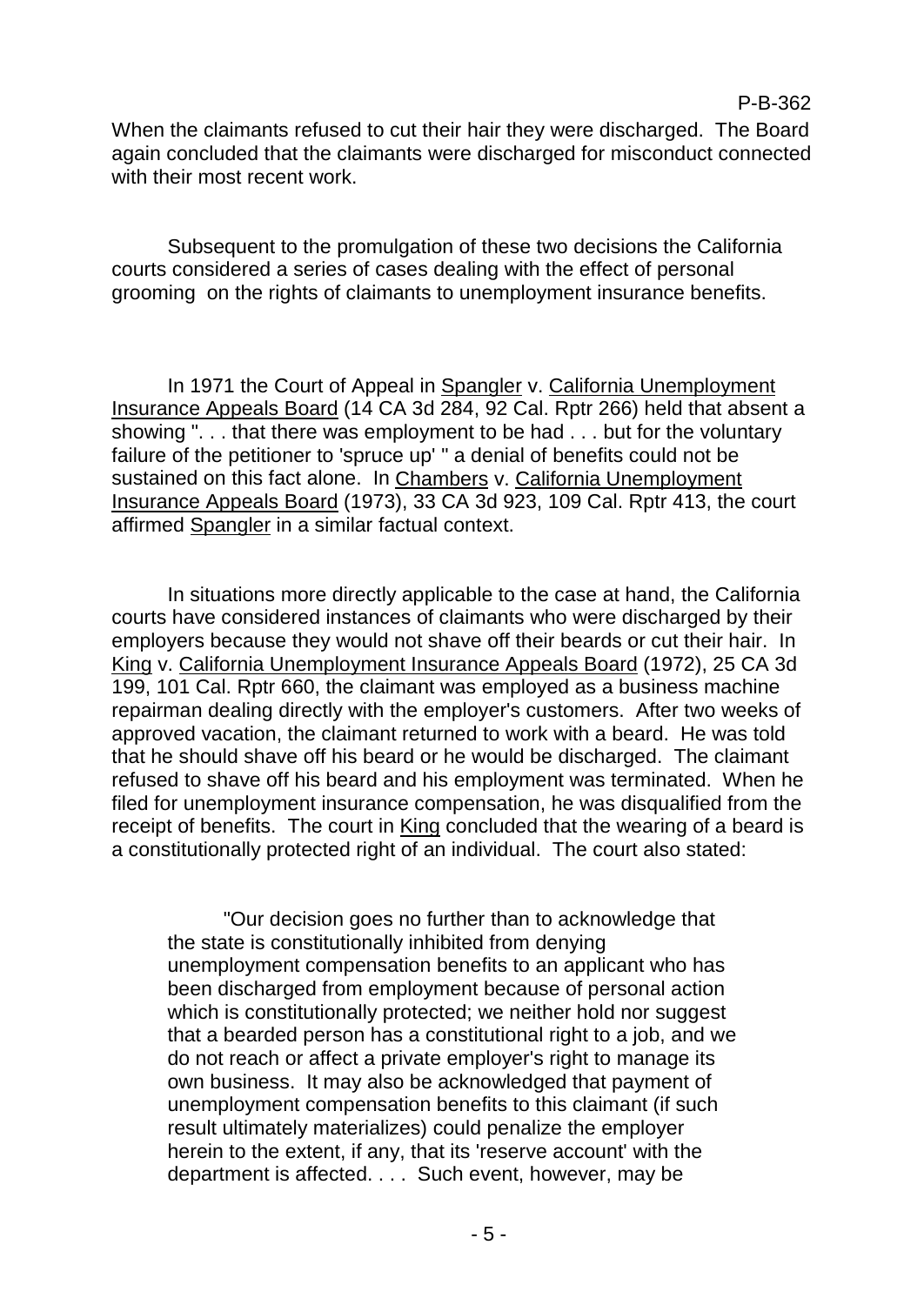When the claimants refused to cut their hair they were discharged. The Board again concluded that the claimants were discharged for misconduct connected with their most recent work.

Subsequent to the promulgation of these two decisions the California courts considered a series of cases dealing with the effect of personal grooming on the rights of claimants to unemployment insurance benefits.

In 1971 the Court of Appeal in Spangler v. California Unemployment Insurance Appeals Board (14 CA 3d 284, 92 Cal. Rptr 266) held that absent a showing ". . . that there was employment to be had . . . but for the voluntary failure of the petitioner to 'spruce up' " a denial of benefits could not be sustained on this fact alone. In Chambers v. California Unemployment Insurance Appeals Board (1973), 33 CA 3d 923, 109 Cal. Rptr 413, the court affirmed Spangler in a similar factual context.

In situations more directly applicable to the case at hand, the California courts have considered instances of claimants who were discharged by their employers because they would not shave off their beards or cut their hair. In King v. California Unemployment Insurance Appeals Board (1972), 25 CA 3d 199, 101 Cal. Rptr 660, the claimant was employed as a business machine repairman dealing directly with the employer's customers. After two weeks of approved vacation, the claimant returned to work with a beard. He was told that he should shave off his beard or he would be discharged. The claimant refused to shave off his beard and his employment was terminated. When he filed for unemployment insurance compensation, he was disqualified from the receipt of benefits. The court in King concluded that the wearing of a beard is a constitutionally protected right of an individual. The court also stated:

> "Our decision goes no further than to acknowledge that the state is constitutionally inhibited from denying unemployment compensation benefits to an applicant who has been discharged from employment because of personal action which is constitutionally protected; we neither hold nor suggest that a bearded person has a constitutional right to a job, and we do not reach or affect a private employer's right to manage its own business. It may also be acknowledged that payment of unemployment compensation benefits to this claimant (if such result ultimately materializes) could penalize the employer herein to the extent, if any, that its 'reserve account' with the department is affected. . . . Such event, however, may be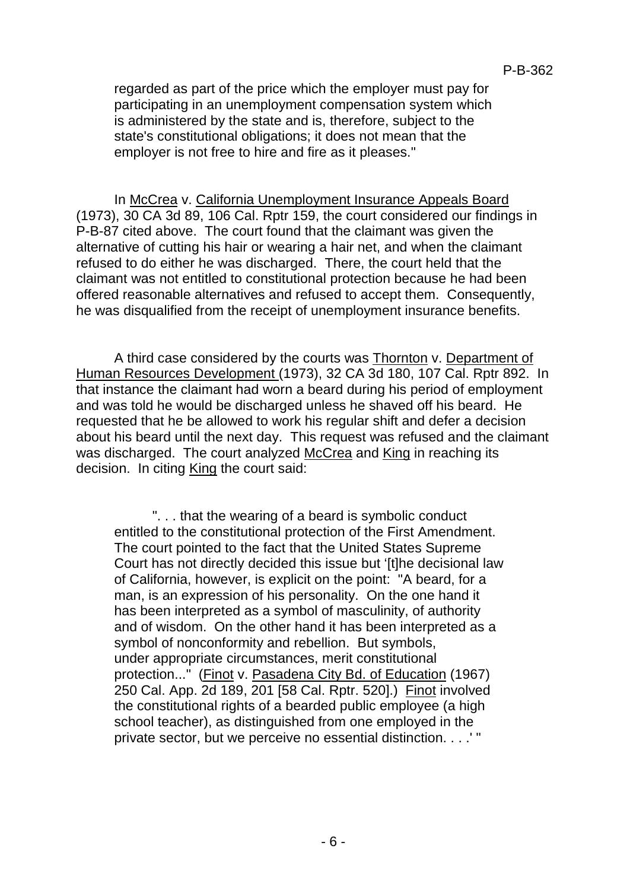regarded as part of the price which the employer must pay for participating in an unemployment compensation system which is administered by the state and is, therefore, subject to the state's constitutional obligations; it does not mean that the employer is not free to hire and fire as it pleases."

In McCrea v. California Unemployment Insurance Appeals Board (1973), 30 CA 3d 89, 106 Cal. Rptr 159, the court considered our findings in P-B-87 cited above. The court found that the claimant was given the alternative of cutting his hair or wearing a hair net, and when the claimant refused to do either he was discharged. There, the court held that the claimant was not entitled to constitutional protection because he had been offered reasonable alternatives and refused to accept them. Consequently, he was disqualified from the receipt of unemployment insurance benefits.

A third case considered by the courts was Thornton v. Department of Human Resources Development (1973), 32 CA 3d 180, 107 Cal. Rptr 892. In that instance the claimant had worn a beard during his period of employment and was told he would be discharged unless he shaved off his beard. He requested that he be allowed to work his regular shift and defer a decision about his beard until the next day. This request was refused and the claimant was discharged. The court analyzed McCrea and King in reaching its decision. In citing King the court said:

> ". . . that the wearing of a beard is symbolic conduct entitled to the constitutional protection of the First Amendment. The court pointed to the fact that the United States Supreme Court has not directly decided this issue but '[t]he decisional law of California, however, is explicit on the point: "A beard, for a man, is an expression of his personality. On the one hand it has been interpreted as a symbol of masculinity, of authority and of wisdom. On the other hand it has been interpreted as a symbol of nonconformity and rebellion. But symbols, under appropriate circumstances, merit constitutional protection..." (Finot v. Pasadena City Bd. of Education (1967) 250 Cal. App. 2d 189, 201 [58 Cal. Rptr. 520].) Finot involved the constitutional rights of a bearded public employee (a high school teacher), as distinguished from one employed in the private sector, but we perceive no essential distinction. . . .' "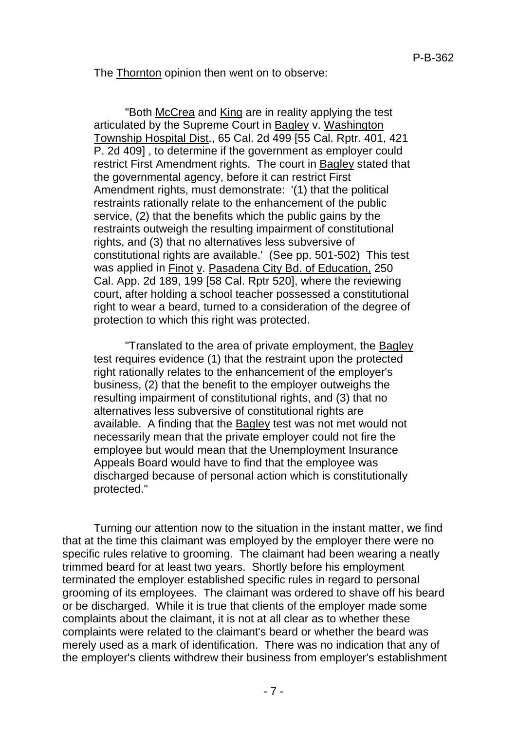The Thornton opinion then went on to observe:

> "Both McCrea and King are in reality applying the test articulated by the Supreme Court in Bagley v. Washington Township Hospital Dist., 65 Cal. 2d 499 [55 Cal. Rptr. 401, 421 P. 2d 409] , to determine if the government as employer could restrict First Amendment rights. The court in Bagley stated that the governmental agency, before it can restrict First Amendment rights, must demonstrate: '(1) that the political restraints rationally relate to the enhancement of the public service, (2) that the benefits which the public gains by the restraints outweigh the resulting impairment of constitutional rights, and (3) that no alternatives less subversive of constitutional rights are available.' (See pp. 501-502) This test was applied in Finot v. Pasadena City Bd. of Education, 250 Cal. App. 2d 189, 199 [58 Cal. Rptr 520], where the reviewing court, after holding a school teacher possessed a constitutional right to wear a beard, turned to a consideration of the degree of protection to which this right was protected.
>
> "Translated to the area of private employment, the Bagley test requires evidence (1) that the restraint upon the protected right rationally relates to the enhancement of the employer's business, (2) that the benefit to the employer outweighs the resulting impairment of constitutional rights, and (3) that no alternatives less subversive of constitutional rights are available. A finding that the Bagley test was not met would not necessarily mean that the private employer could not fire the employee but would mean that the Unemployment Insurance Appeals Board would have to find that the employee was discharged because of personal action which is constitutionally protected."

Turning our attention now to the situation in the instant matter, we find that at the time this claimant was employed by the employer there were no specific rules relative to grooming. The claimant had been wearing a neatly trimmed beard for at least two years. Shortly before his employment terminated the employer established specific rules in regard to personal grooming of its employees. The claimant was ordered to shave off his beard or be discharged. While it is true that clients of the employer made some complaints about the claimant, it is not at all clear as to whether these complaints were related to the claimant's beard or whether the beard was merely used as a mark of identification. There was no indication that any of the employer's clients withdrew their business from employer's establishment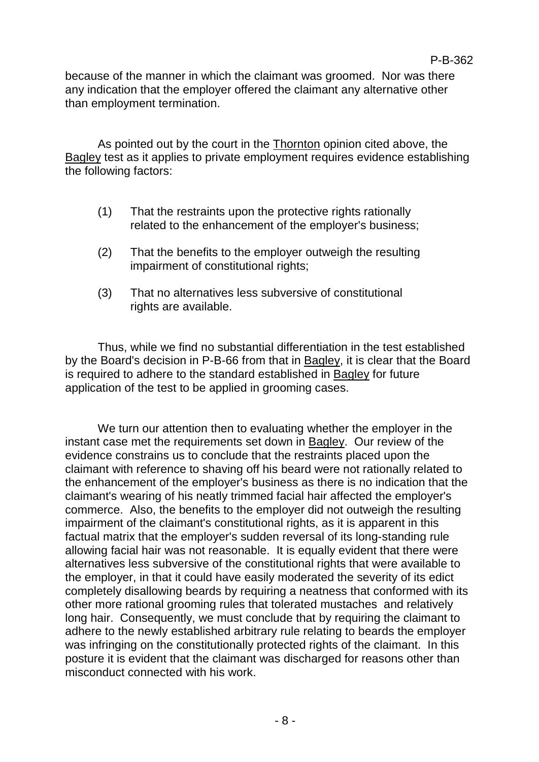because of the manner in which the claimant was groomed. Nor was there any indication that the employer offered the claimant any alternative other than employment termination.

As pointed out by the court in the Thornton opinion cited above, the Bagley test as it applies to private employment requires evidence establishing the following factors:

(1) That the restraints upon the protective rights rationally related to the enhancement of the employer's business;

(2) That the benefits to the employer outweigh the resulting impairment of constitutional rights;

(3) That no alternatives less subversive of constitutional rights are available.

Thus, while we find no substantial differentiation in the test established by the Board's decision in P-B-66 from that in Bagley, it is clear that the Board is required to adhere to the standard established in Bagley for future application of the test to be applied in grooming cases.

We turn our attention then to evaluating whether the employer in the instant case met the requirements set down in Bagley. Our review of the evidence constrains us to conclude that the restraints placed upon the claimant with reference to shaving off his beard were not rationally related to the enhancement of the employer's business as there is no indication that the claimant's wearing of his neatly trimmed facial hair affected the employer's commerce. Also, the benefits to the employer did not outweigh the resulting impairment of the claimant's constitutional rights, as it is apparent in this factual matrix that the employer's sudden reversal of its long-standing rule allowing facial hair was not reasonable. It is equally evident that there were alternatives less subversive of the constitutional rights that were available to the employer, in that it could have easily moderated the severity of its edict completely disallowing beards by requiring a neatness that conformed with its other more rational grooming rules that tolerated mustaches and relatively long hair. Consequently, we must conclude that by requiring the claimant to adhere to the newly established arbitrary rule relating to beards the employer was infringing on the constitutionally protected rights of the claimant. In this posture it is evident that the claimant was discharged for reasons other than misconduct connected with his work.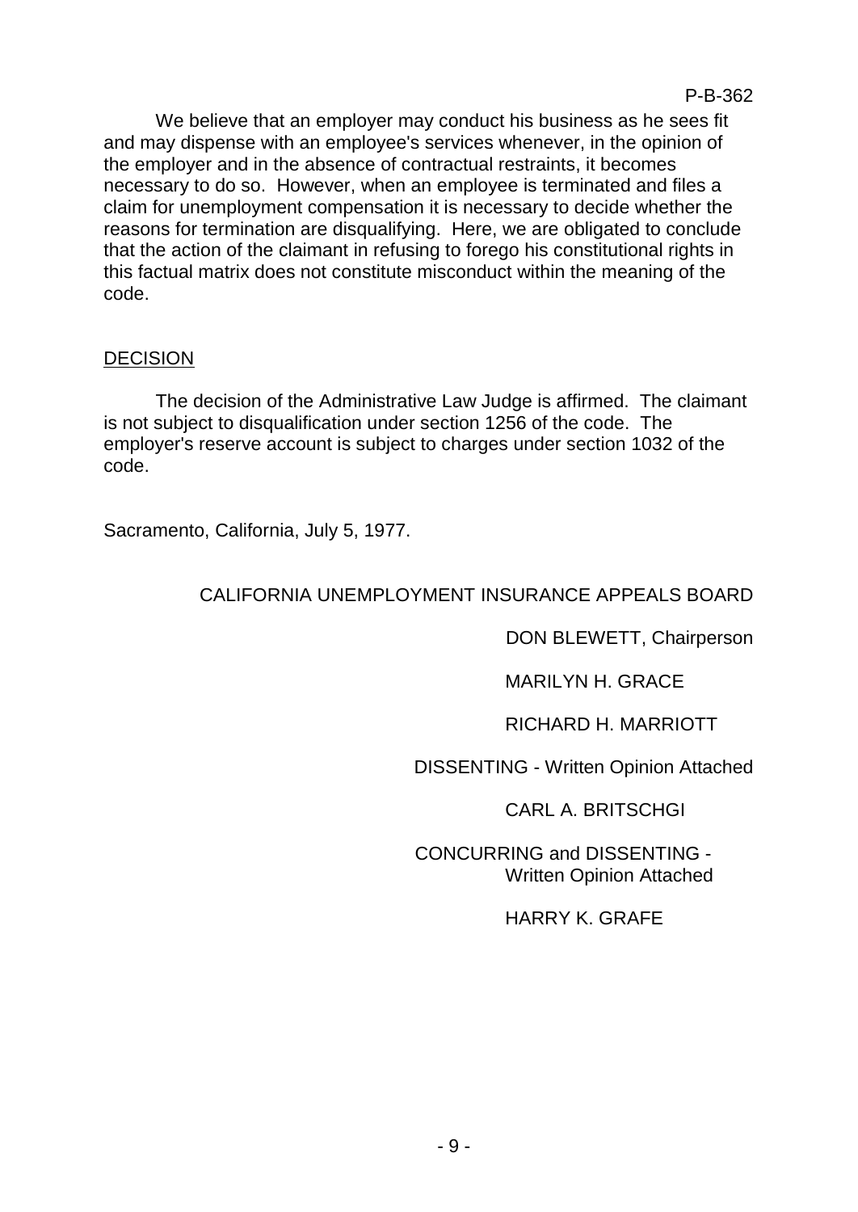We believe that an employer may conduct his business as he sees fit and may dispense with an employee's services whenever, in the opinion of the employer and in the absence of contractual restraints, it becomes necessary to do so. However, when an employee is terminated and files a claim for unemployment compensation it is necessary to decide whether the reasons for termination are disqualifying. Here, we are obligated to conclude that the action of the claimant in refusing to forego his constitutional rights in this factual matrix does not constitute misconduct within the meaning of the code.

## DECISION

The decision of the Administrative Law Judge is affirmed. The claimant is not subject to disqualification under section 1256 of the code. The employer's reserve account is subject to charges under section 1032 of the code.

Sacramento, California, July 5, 1977.

CALIFORNIA UNEMPLOYMENT INSURANCE APPEALS BOARD

DON BLEWETT, Chairperson

MARILYN H. GRACE

RICHARD H. MARRIOTT

DISSENTING - Written Opinion Attached

CARL A. BRITSCHGI

CONCURRING and DISSENTING - Written Opinion Attached

HARRY K. GRAFE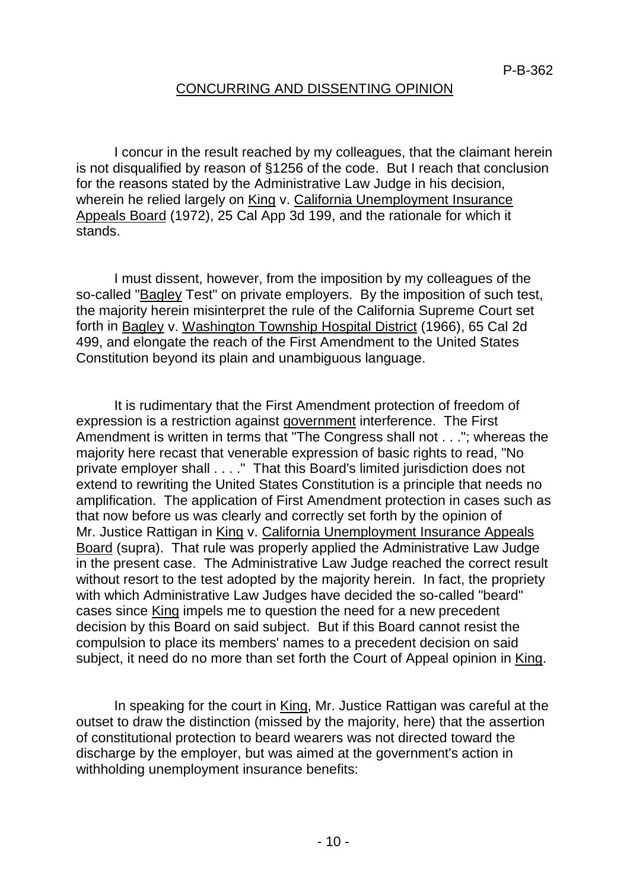## CONCURRING AND DISSENTING OPINION

I concur in the result reached by my colleagues, that the claimant herein is not disqualified by reason of §1256 of the code. But I reach that conclusion for the reasons stated by the Administrative Law Judge in his decision, wherein he relied largely on King v. California Unemployment Insurance Appeals Board (1972), 25 Cal App 3d 199, and the rationale for which it stands.

I must dissent, however, from the imposition by my colleagues of the so-called "Bagley Test" on private employers. By the imposition of such test, the majority herein misinterpret the rule of the California Supreme Court set forth in Bagley v. Washington Township Hospital District (1966), 65 Cal 2d 499, and elongate the reach of the First Amendment to the United States Constitution beyond its plain and unambiguous language.

It is rudimentary that the First Amendment protection of freedom of expression is a restriction against government interference. The First Amendment is written in terms that "The Congress shall not . . ."; whereas the majority here recast that venerable expression of basic rights to read, "No private employer shall . . . ." That this Board's limited jurisdiction does not extend to rewriting the United States Constitution is a principle that needs no amplification. The application of First Amendment protection in cases such as that now before us was clearly and correctly set forth by the opinion of Mr. Justice Rattigan in King v. California Unemployment Insurance Appeals Board (supra). That rule was properly applied the Administrative Law Judge in the present case. The Administrative Law Judge reached the correct result without resort to the test adopted by the majority herein. In fact, the propriety with which Administrative Law Judges have decided the so-called "beard" cases since King impels me to question the need for a new precedent decision by this Board on said subject. But if this Board cannot resist the compulsion to place its members' names to a precedent decision on said subject, it need do no more than set forth the Court of Appeal opinion in King.

In speaking for the court in King, Mr. Justice Rattigan was careful at the outset to draw the distinction (missed by the majority, here) that the assertion of constitutional protection to beard wearers was not directed toward the discharge by the employer, but was aimed at the government's action in withholding unemployment insurance benefits: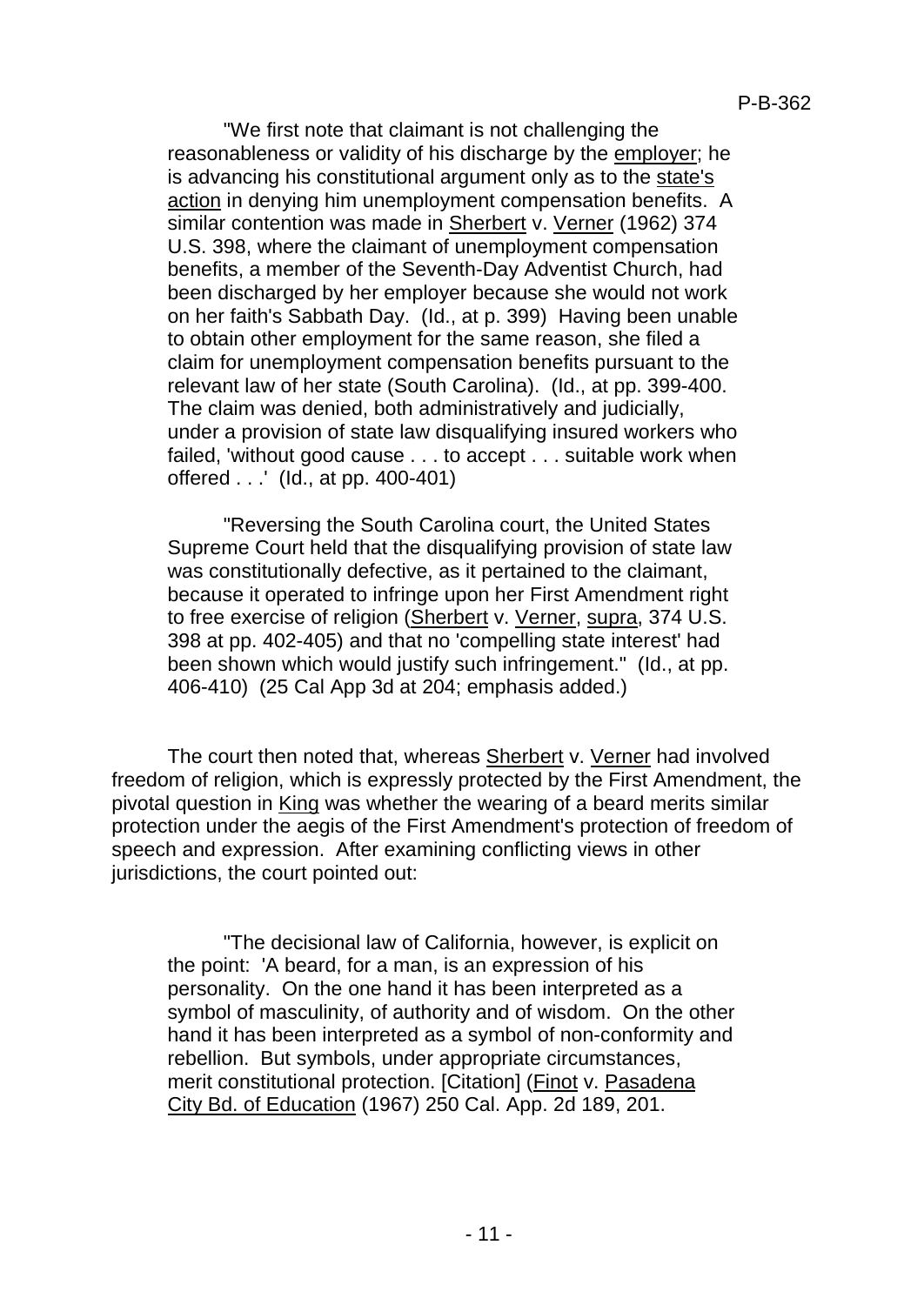> "We first note that claimant is not challenging the reasonableness or validity of his discharge by the employer; he is advancing his constitutional argument only as to the state's action in denying him unemployment compensation benefits. A similar contention was made in Sherbert v. Verner (1962) 374 U.S. 398, where the claimant of unemployment compensation benefits, a member of the Seventh-Day Adventist Church, had been discharged by her employer because she would not work on her faith's Sabbath Day. (Id., at p. 399) Having been unable to obtain other employment for the same reason, she filed a claim for unemployment compensation benefits pursuant to the relevant law of her state (South Carolina). (Id., at pp. 399-400. The claim was denied, both administratively and judicially, under a provision of state law disqualifying insured workers who failed, 'without good cause . . . to accept . . . suitable work when offered . . .' (Id., at pp. 400-401)
>
> "Reversing the South Carolina court, the United States Supreme Court held that the disqualifying provision of state law was constitutionally defective, as it pertained to the claimant, because it operated to infringe upon her First Amendment right to free exercise of religion (Sherbert v. Verner, supra, 374 U.S. 398 at pp. 402-405) and that no 'compelling state interest' had been shown which would justify such infringement." (Id., at pp. 406-410) (25 Cal App 3d at 204; emphasis added.)

The court then noted that, whereas Sherbert v. Verner had involved freedom of religion, which is expressly protected by the First Amendment, the pivotal question in King was whether the wearing of a beard merits similar protection under the aegis of the First Amendment's protection of freedom of speech and expression. After examining conflicting views in other jurisdictions, the court pointed out:

> "The decisional law of California, however, is explicit on the point: 'A beard, for a man, is an expression of his personality. On the one hand it has been interpreted as a symbol of masculinity, of authority and of wisdom. On the other hand it has been interpreted as a symbol of non-conformity and rebellion. But symbols, under appropriate circumstances, merit constitutional protection. [Citation] (Finot v. Pasadena City Bd. of Education (1967) 250 Cal. App. 2d 189, 201.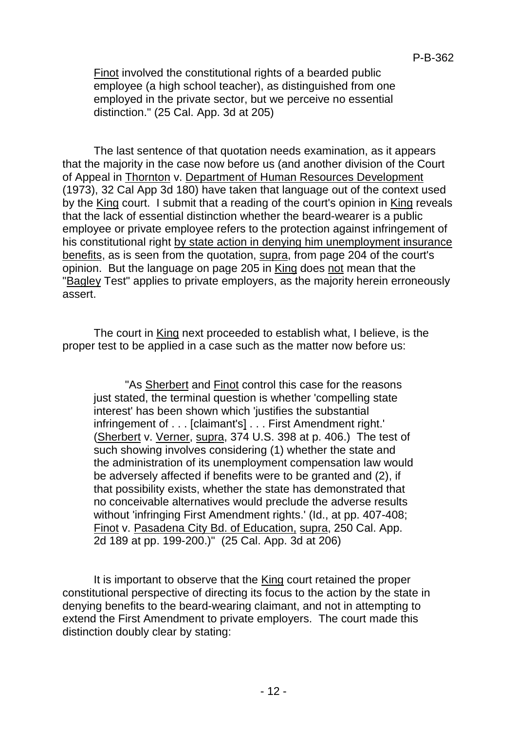Finot involved the constitutional rights of a bearded public employee (a high school teacher), as distinguished from one employed in the private sector, but we perceive no essential distinction." (25 Cal. App. 3d at 205)

The last sentence of that quotation needs examination, as it appears that the majority in the case now before us (and another division of the Court of Appeal in Thornton v. Department of Human Resources Development (1973), 32 Cal App 3d 180) have taken that language out of the context used by the King court. I submit that a reading of the court's opinion in King reveals that the lack of essential distinction whether the beard-wearer is a public employee or private employee refers to the protection against infringement of his constitutional right by state action in denying him unemployment insurance benefits, as is seen from the quotation, supra, from page 204 of the court's opinion. But the language on page 205 in King does not mean that the "Bagley Test" applies to private employers, as the majority herein erroneously assert.

The court in King next proceeded to establish what, I believe, is the proper test to be applied in a case such as the matter now before us:

> "As Sherbert and Finot control this case for the reasons just stated, the terminal question is whether 'compelling state interest' has been shown which 'justifies the substantial infringement of . . . [claimant's] . . . First Amendment right.' (Sherbert v. Verner, supra, 374 U.S. 398 at p. 406.) The test of such showing involves considering (1) whether the state and the administration of its unemployment compensation law would be adversely affected if benefits were to be granted and (2), if that possibility exists, whether the state has demonstrated that no conceivable alternatives would preclude the adverse results without 'infringing First Amendment rights.' (Id., at pp. 407-408; Finot v. Pasadena City Bd. of Education, supra, 250 Cal. App. 2d 189 at pp. 199-200.)" (25 Cal. App. 3d at 206)

It is important to observe that the King court retained the proper constitutional perspective of directing its focus to the action by the state in denying benefits to the beard-wearing claimant, and not in attempting to extend the First Amendment to private employers. The court made this distinction doubly clear by stating: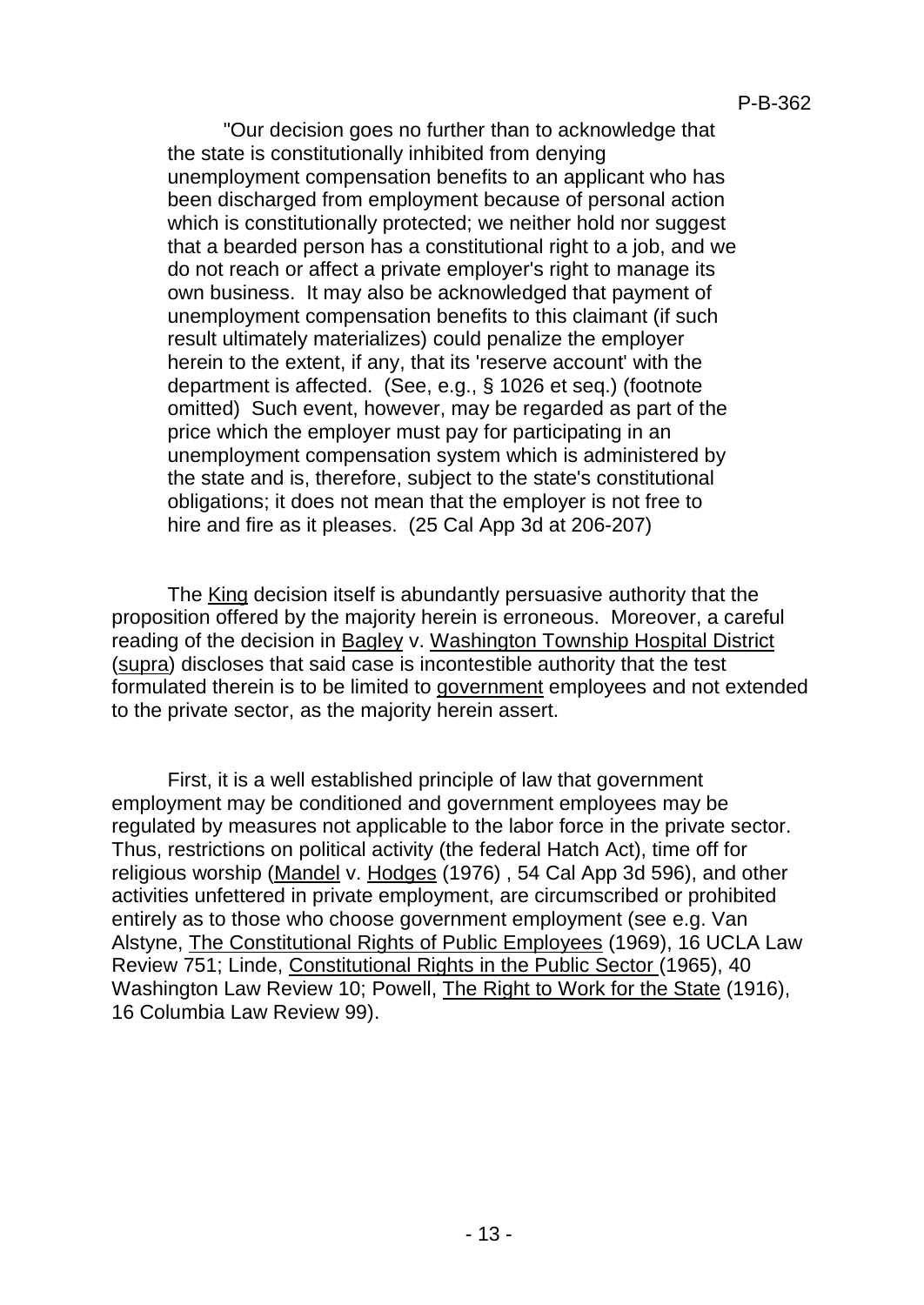"Our decision goes no further than to acknowledge that the state is constitutionally inhibited from denying unemployment compensation benefits to an applicant who has been discharged from employment because of personal action which is constitutionally protected; we neither hold nor suggest that a bearded person has a constitutional right to a job, and we do not reach or affect a private employer's right to manage its own business. It may also be acknowledged that payment of unemployment compensation benefits to this claimant (if such result ultimately materializes) could penalize the employer herein to the extent, if any, that its 'reserve account' with the department is affected. (See, e.g., § 1026 et seq.) (footnote omitted) Such event, however, may be regarded as part of the price which the employer must pay for participating in an unemployment compensation system which is administered by the state and is, therefore, subject to the state's constitutional obligations; it does not mean that the employer is not free to hire and fire as it pleases. (25 Cal App 3d at 206-207)

The King decision itself is abundantly persuasive authority that the proposition offered by the majority herein is erroneous. Moreover, a careful reading of the decision in Bagley v. Washington Township Hospital District (supra) discloses that said case is incontestible authority that the test formulated therein is to be limited to government employees and not extended to the private sector, as the majority herein assert.

First, it is a well established principle of law that government employment may be conditioned and government employees may be regulated by measures not applicable to the labor force in the private sector. Thus, restrictions on political activity (the federal Hatch Act), time off for religious worship (Mandel v. Hodges (1976) , 54 Cal App 3d 596), and other activities unfettered in private employment, are circumscribed or prohibited entirely as to those who choose government employment (see e.g. Van Alstyne, The Constitutional Rights of Public Employees (1969), 16 UCLA Law Review 751; Linde, Constitutional Rights in the Public Sector (1965), 40 Washington Law Review 10; Powell, The Right to Work for the State (1916), 16 Columbia Law Review 99).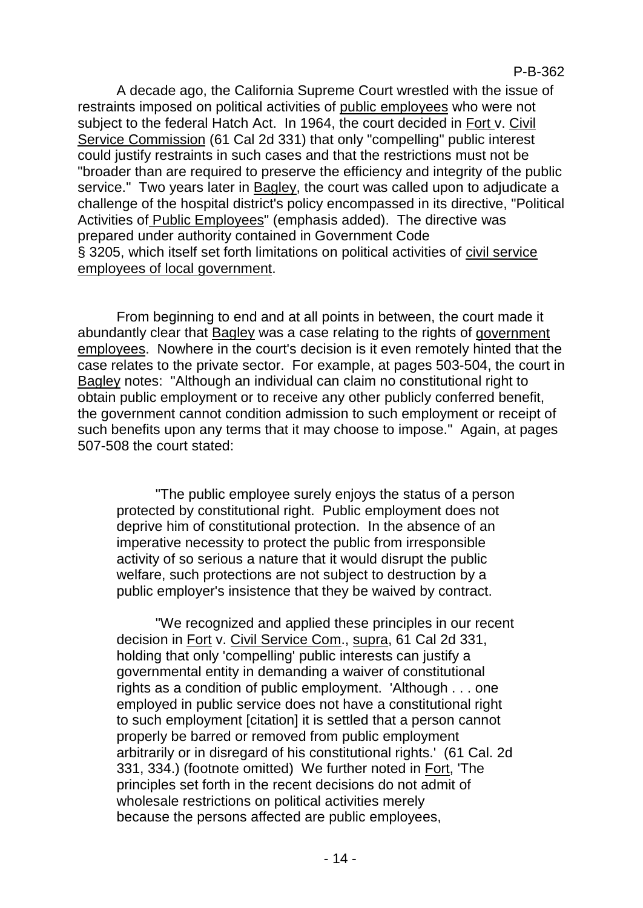A decade ago, the California Supreme Court wrestled with the issue of restraints imposed on political activities of public employees who were not subject to the federal Hatch Act. In 1964, the court decided in Fort v. Civil Service Commission (61 Cal 2d 331) that only "compelling" public interest could justify restraints in such cases and that the restrictions must not be "broader than are required to preserve the efficiency and integrity of the public service." Two years later in Bagley, the court was called upon to adjudicate a challenge of the hospital district's policy encompassed in its directive, "Political Activities of Public Employees" (emphasis added). The directive was prepared under authority contained in Government Code § 3205, which itself set forth limitations on political activities of civil service employees of local government.

From beginning to end and at all points in between, the court made it abundantly clear that Bagley was a case relating to the rights of government employees. Nowhere in the court's decision is it even remotely hinted that the case relates to the private sector. For example, at pages 503-504, the court in Bagley notes: "Although an individual can claim no constitutional right to obtain public employment or to receive any other publicly conferred benefit, the government cannot condition admission to such employment or receipt of such benefits upon any terms that it may choose to impose." Again, at pages 507-508 the court stated:

> "The public employee surely enjoys the status of a person protected by constitutional right. Public employment does not deprive him of constitutional protection. In the absence of an imperative necessity to protect the public from irresponsible activity of so serious a nature that it would disrupt the public welfare, such protections are not subject to destruction by a public employer's insistence that they be waived by contract.
>
> "We recognized and applied these principles in our recent decision in Fort v. Civil Service Com., supra, 61 Cal 2d 331, holding that only 'compelling' public interests can justify a governmental entity in demanding a waiver of constitutional rights as a condition of public employment. 'Although . . . one employed in public service does not have a constitutional right to such employment [citation] it is settled that a person cannot properly be barred or removed from public employment arbitrarily or in disregard of his constitutional rights.' (61 Cal. 2d 331, 334.) (footnote omitted) We further noted in Fort, 'The principles set forth in the recent decisions do not admit of wholesale restrictions on political activities merely because the persons affected are public employees,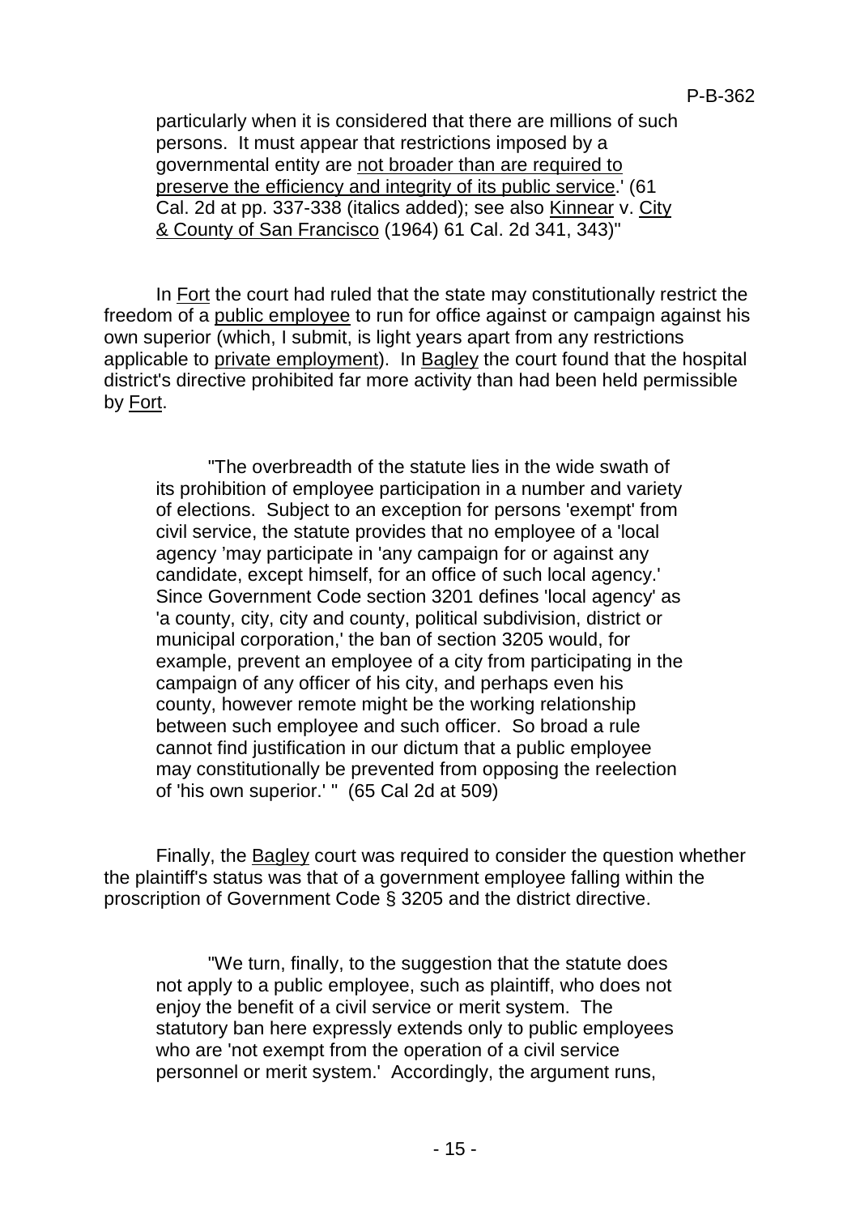particularly when it is considered that there are millions of such persons. It must appear that restrictions imposed by a governmental entity are <u>not broader than are required to preserve the efficiency and integrity of its public service</u>.' (61 Cal. 2d at pp. 337-338 (italics added); see also <u>Kinnear</u> v. <u>City & County of San Francisco</u> (1964) 61 Cal. 2d 341, 343)"

In <u>Fort</u> the court had ruled that the state may constitutionally restrict the freedom of a <u>public employee</u> to run for office against or campaign against his own superior (which, I submit, is light years apart from any restrictions applicable to <u>private employment</u>). In <u>Bagley</u> the court found that the hospital district's directive prohibited far more activity than had been held permissible by <u>Fort</u>.

> "The overbreadth of the statute lies in the wide swath of its prohibition of employee participation in a number and variety of elections. Subject to an exception for persons 'exempt' from civil service, the statute provides that no employee of a 'local agency 'may participate in 'any campaign for or against any candidate, except himself, for an office of such local agency.' Since Government Code section 3201 defines 'local agency' as 'a county, city, city and county, political subdivision, district or municipal corporation,' the ban of section 3205 would, for example, prevent an employee of a city from participating in the campaign of any officer of his city, and perhaps even his county, however remote might be the working relationship between such employee and such officer. So broad a rule cannot find justification in our dictum that a public employee may constitutionally be prevented from opposing the reelection of 'his own superior.' " (65 Cal 2d at 509)

Finally, the <u>Bagley</u> court was required to consider the question whether the plaintiff's status was that of a government employee falling within the proscription of Government Code § 3205 and the district directive.

> "We turn, finally, to the suggestion that the statute does not apply to a public employee, such as plaintiff, who does not enjoy the benefit of a civil service or merit system. The statutory ban here expressly extends only to public employees who are 'not exempt from the operation of a civil service personnel or merit system.' Accordingly, the argument runs,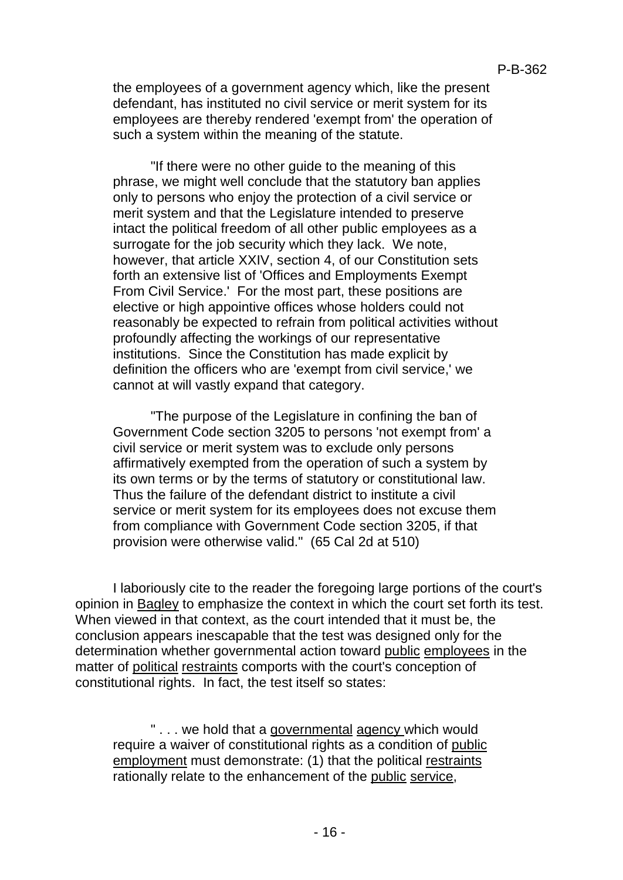the employees of a government agency which, like the present defendant, has instituted no civil service or merit system for its employees are thereby rendered 'exempt from' the operation of such a system within the meaning of the statute.

> "If there were no other guide to the meaning of this phrase, we might well conclude that the statutory ban applies only to persons who enjoy the protection of a civil service or merit system and that the Legislature intended to preserve intact the political freedom of all other public employees as a surrogate for the job security which they lack. We note, however, that article XXIV, section 4, of our Constitution sets forth an extensive list of 'Offices and Employments Exempt From Civil Service.' For the most part, these positions are elective or high appointive offices whose holders could not reasonably be expected to refrain from political activities without profoundly affecting the workings of our representative institutions. Since the Constitution has made explicit by definition the officers who are 'exempt from civil service,' we cannot at will vastly expand that category.
>
> "The purpose of the Legislature in confining the ban of Government Code section 3205 to persons 'not exempt from' a civil service or merit system was to exclude only persons affirmatively exempted from the operation of such a system by its own terms or by the terms of statutory or constitutional law. Thus the failure of the defendant district to institute a civil service or merit system for its employees does not excuse them from compliance with Government Code section 3205, if that provision were otherwise valid." (65 Cal 2d at 510)

I laboriously cite to the reader the foregoing large portions of the court's opinion in Bagley to emphasize the context in which the court set forth its test. When viewed in that context, as the court intended that it must be, the conclusion appears inescapable that the test was designed only for the determination whether governmental action toward public employees in the matter of political restraints comports with the court's conception of constitutional rights. In fact, the test itself so states:

> " . . . we hold that a governmental agency which would require a waiver of constitutional rights as a condition of public employment must demonstrate: (1) that the political restraints rationally relate to the enhancement of the public service,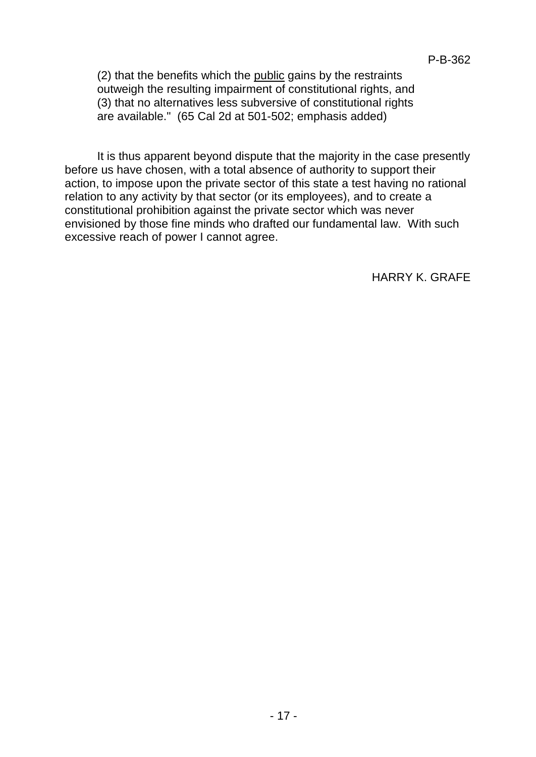> (2) that the benefits which the <u>public</u> gains by the restraints outweigh the resulting impairment of constitutional rights, and (3) that no alternatives less subversive of constitutional rights are available." (65 Cal 2d at 501-502; emphasis added)

It is thus apparent beyond dispute that the majority in the case presently before us have chosen, with a total absence of authority to support their action, to impose upon the private sector of this state a test having no rational relation to any activity by that sector (or its employees), and to create a constitutional prohibition against the private sector which was never envisioned by those fine minds who drafted our fundamental law. With such excessive reach of power I cannot agree.

HARRY K. GRAFE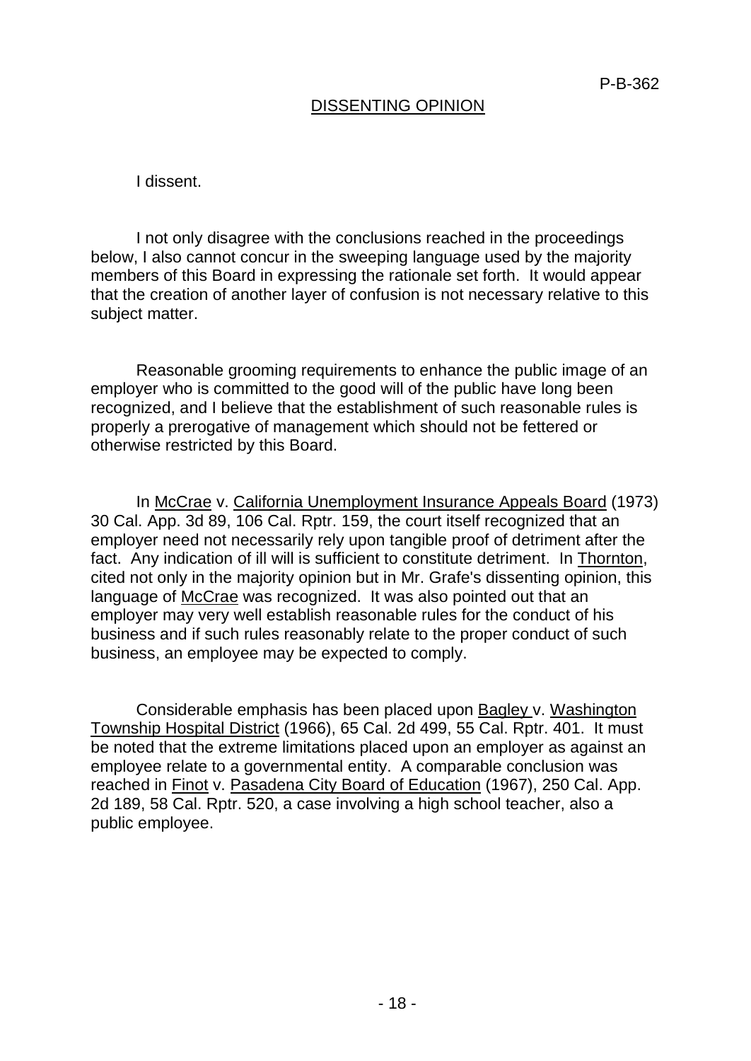## DISSENTING OPINION

I dissent.

I not only disagree with the conclusions reached in the proceedings below, I also cannot concur in the sweeping language used by the majority members of this Board in expressing the rationale set forth. It would appear that the creation of another layer of confusion is not necessary relative to this subject matter.

Reasonable grooming requirements to enhance the public image of an employer who is committed to the good will of the public have long been recognized, and I believe that the establishment of such reasonable rules is properly a prerogative of management which should not be fettered or otherwise restricted by this Board.

In McCrae v. California Unemployment Insurance Appeals Board (1973) 30 Cal. App. 3d 89, 106 Cal. Rptr. 159, the court itself recognized that an employer need not necessarily rely upon tangible proof of detriment after the fact. Any indication of ill will is sufficient to constitute detriment. In Thornton, cited not only in the majority opinion but in Mr. Grafe's dissenting opinion, this language of McCrae was recognized. It was also pointed out that an employer may very well establish reasonable rules for the conduct of his business and if such rules reasonably relate to the proper conduct of such business, an employee may be expected to comply.

Considerable emphasis has been placed upon Bagley v. Washington Township Hospital District (1966), 65 Cal. 2d 499, 55 Cal. Rptr. 401. It must be noted that the extreme limitations placed upon an employer as against an employee relate to a governmental entity. A comparable conclusion was reached in Finot v. Pasadena City Board of Education (1967), 250 Cal. App. 2d 189, 58 Cal. Rptr. 520, a case involving a high school teacher, also a public employee.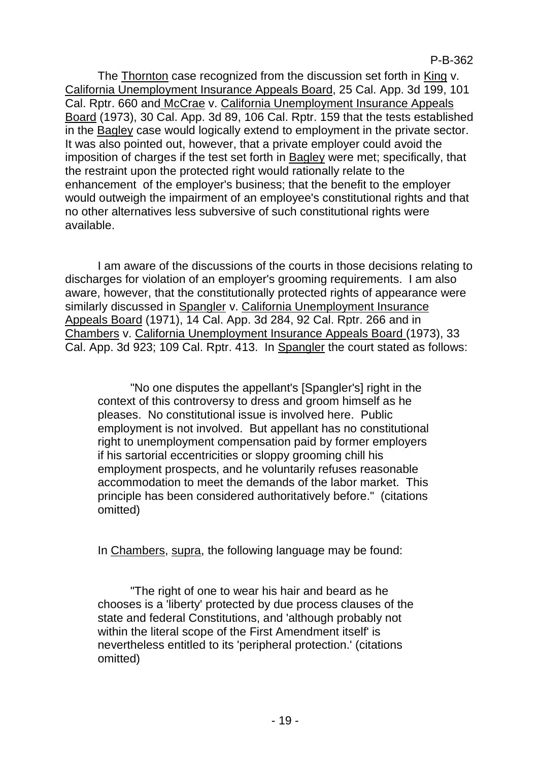The Thornton case recognized from the discussion set forth in King v. California Unemployment Insurance Appeals Board, 25 Cal. App. 3d 199, 101 Cal. Rptr. 660 and McCrae v. California Unemployment Insurance Appeals Board (1973), 30 Cal. App. 3d 89, 106 Cal. Rptr. 159 that the tests established in the Bagley case would logically extend to employment in the private sector. It was also pointed out, however, that a private employer could avoid the imposition of charges if the test set forth in Bagley were met; specifically, that the restraint upon the protected right would rationally relate to the enhancement of the employer's business; that the benefit to the employer would outweigh the impairment of an employee's constitutional rights and that no other alternatives less subversive of such constitutional rights were available.

I am aware of the discussions of the courts in those decisions relating to discharges for violation of an employer's grooming requirements. I am also aware, however, that the constitutionally protected rights of appearance were similarly discussed in Spangler v. California Unemployment Insurance Appeals Board (1971), 14 Cal. App. 3d 284, 92 Cal. Rptr. 266 and in Chambers v. California Unemployment Insurance Appeals Board (1973), 33 Cal. App. 3d 923; 109 Cal. Rptr. 413. In Spangler the court stated as follows:

> "No one disputes the appellant's [Spangler's] right in the context of this controversy to dress and groom himself as he pleases. No constitutional issue is involved here. Public employment is not involved. But appellant has no constitutional right to unemployment compensation paid by former employers if his sartorial eccentricities or sloppy grooming chill his employment prospects, and he voluntarily refuses reasonable accommodation to meet the demands of the labor market. This principle has been considered authoritatively before." (citations omitted)

In Chambers, supra, the following language may be found:

> "The right of one to wear his hair and beard as he chooses is a 'liberty' protected by due process clauses of the state and federal Constitutions, and 'although probably not within the literal scope of the First Amendment itself' is nevertheless entitled to its 'peripheral protection.' (citations omitted)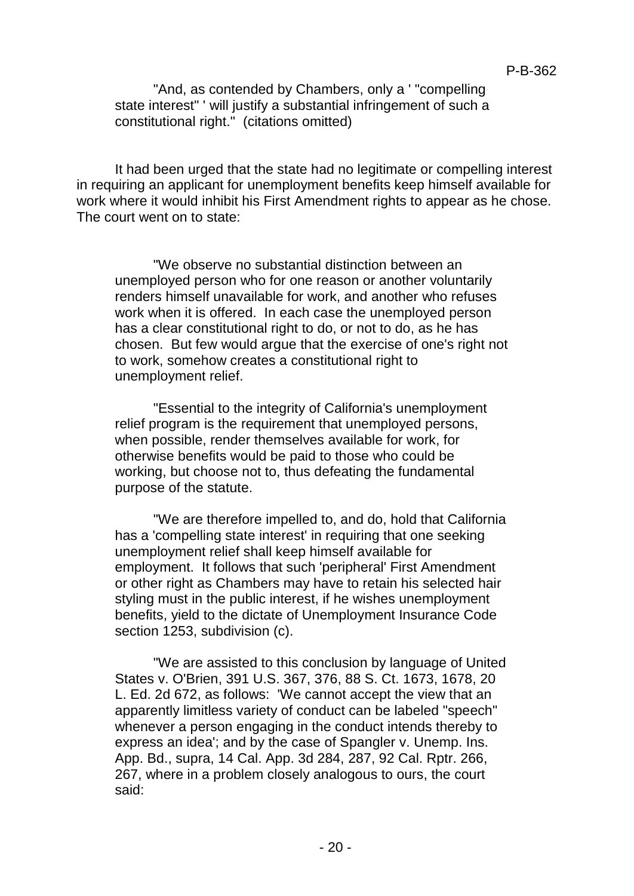> "And, as contended by Chambers, only a ' "compelling state interest" ' will justify a substantial infringement of such a constitutional right." (citations omitted)

It had been urged that the state had no legitimate or compelling interest in requiring an applicant for unemployment benefits keep himself available for work where it would inhibit his First Amendment rights to appear as he chose. The court went on to state:

> "We observe no substantial distinction between an unemployed person who for one reason or another voluntarily renders himself unavailable for work, and another who refuses work when it is offered. In each case the unemployed person has a clear constitutional right to do, or not to do, as he has chosen. But few would argue that the exercise of one's right not to work, somehow creates a constitutional right to unemployment relief.
>
> "Essential to the integrity of California's unemployment relief program is the requirement that unemployed persons, when possible, render themselves available for work, for otherwise benefits would be paid to those who could be working, but choose not to, thus defeating the fundamental purpose of the statute.
>
> "We are therefore impelled to, and do, hold that California has a 'compelling state interest' in requiring that one seeking unemployment relief shall keep himself available for employment. It follows that such 'peripheral' First Amendment or other right as Chambers may have to retain his selected hair styling must in the public interest, if he wishes unemployment benefits, yield to the dictate of Unemployment Insurance Code section 1253, subdivision (c).
>
> "We are assisted to this conclusion by language of United States v. O'Brien, 391 U.S. 367, 376, 88 S. Ct. 1673, 1678, 20 L. Ed. 2d 672, as follows: 'We cannot accept the view that an apparently limitless variety of conduct can be labeled "speech" whenever a person engaging in the conduct intends thereby to express an idea'; and by the case of Spangler v. Unemp. Ins. App. Bd., supra, 14 Cal. App. 3d 284, 287, 92 Cal. Rptr. 266, 267, where in a problem closely analogous to ours, the court said: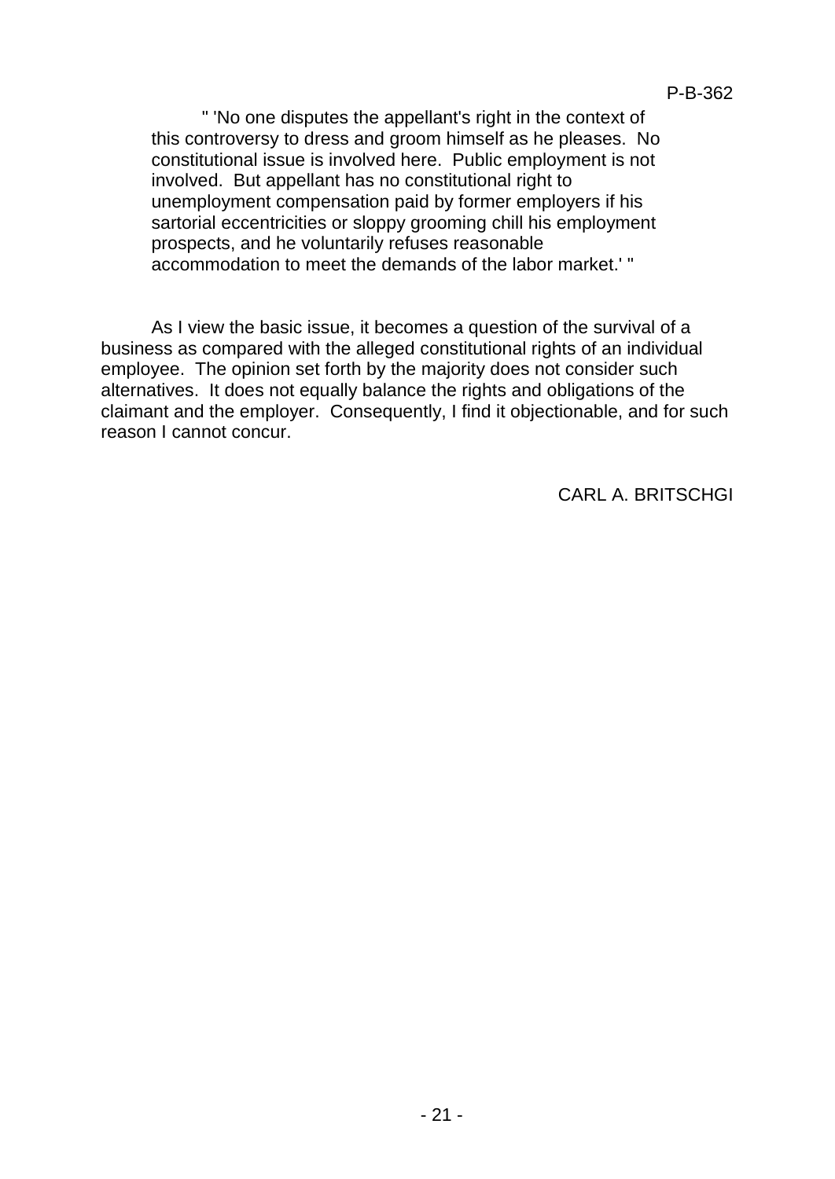> " 'No one disputes the appellant's right in the context of this controversy to dress and groom himself as he pleases. No constitutional issue is involved here. Public employment is not involved. But appellant has no constitutional right to unemployment compensation paid by former employers if his sartorial eccentricities or sloppy grooming chill his employment prospects, and he voluntarily refuses reasonable accommodation to meet the demands of the labor market.' "

As I view the basic issue, it becomes a question of the survival of a business as compared with the alleged constitutional rights of an individual employee. The opinion set forth by the majority does not consider such alternatives. It does not equally balance the rights and obligations of the claimant and the employer. Consequently, I find it objectionable, and for such reason I cannot concur.

CARL A. BRITSCHGI